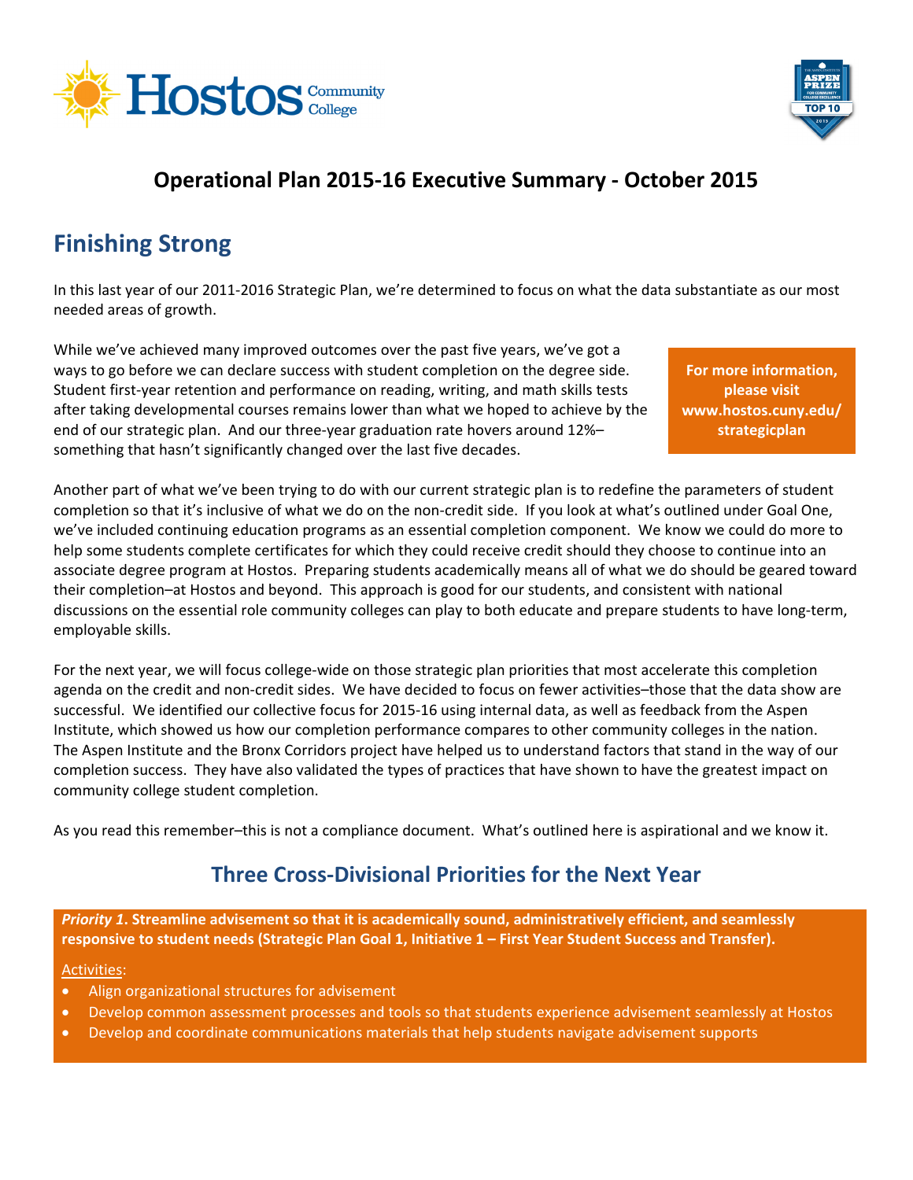# Operational Plan 2015-16 Executive Summary - October 2015

## Finishing Strong

In this last year of our 2011-2016 Strategic Plan, we're determined to focus on what the data substantiate as our most needed areas of growth.

**For more information, please visit www.hostos.cuny.edu/strategicplan**

While we've achieved many improved outcomes over the past five years, we've got a ways to go before we can declare success with student completion on the degree side. Student first-year retention and performance on reading, writing, and math skills tests after taking developmental courses remains lower than what we hoped to achieve by the end of our strategic plan. And our three-year graduation rate hovers around 12%–something that hasn't significantly changed over the last five decades.

Another part of what we've been trying to do with our current strategic plan is to redefine the parameters of student completion so that it's inclusive of what we do on the non-credit side. If you look at what's outlined under Goal One, we've included continuing education programs as an essential completion component. We know we could do more to help some students complete certificates for which they could receive credit should they choose to continue into an associate degree program at Hostos. Preparing students academically means all of what we do should be geared toward their completion–at Hostos and beyond. This approach is good for our students, and consistent with national discussions on the essential role community colleges can play to both educate and prepare students to have long-term, employable skills.

For the next year, we will focus college-wide on those strategic plan priorities that most accelerate this completion agenda on the credit and non-credit sides. We have decided to focus on fewer activities–those that the data show are successful. We identified our collective focus for 2015-16 using internal data, as well as feedback from the Aspen Institute, which showed us how our completion performance compares to other community colleges in the nation. The Aspen Institute and the Bronx Corridors project have helped us to understand factors that stand in the way of our completion success. They have also validated the types of practices that have shown to have the greatest impact on community college student completion.

As you read this remember–this is not a compliance document. What's outlined here is aspirational and we know it.

## Three Cross-Divisional Priorities for the Next Year

***Priority 1*. Streamline advisement so that it is academically sound, administratively efficient, and seamlessly responsive to student needs (Strategic Plan Goal 1, Initiative 1 – First Year Student Success and Transfer).**

Activities:

- Align organizational structures for advisement
- Develop common assessment processes and tools so that students experience advisement seamlessly at Hostos
- Develop and coordinate communications materials that help students navigate advisement supports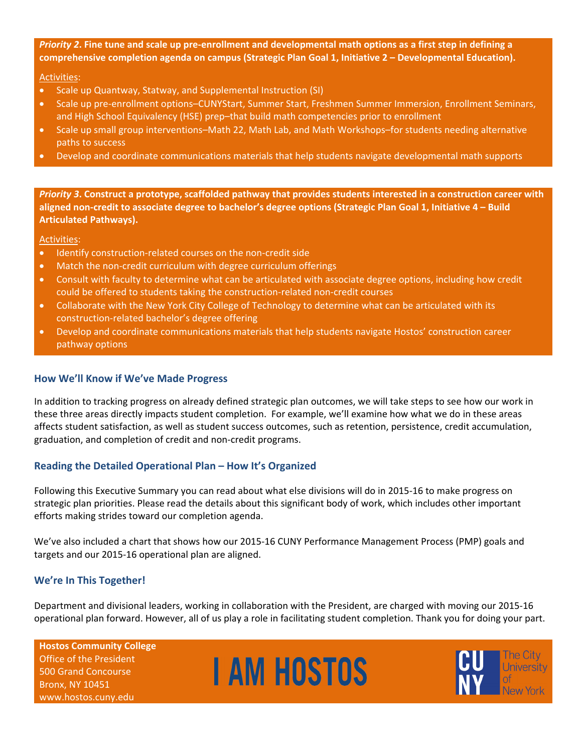***Priority 2*. Fine tune and scale up pre-enrollment and developmental math options as a first step in defining a comprehensive completion agenda on campus (Strategic Plan Goal 1, Initiative 2 – Developmental Education).**

Activities:

- Scale up Quantway, Statway, and Supplemental Instruction (SI)
- Scale up pre-enrollment options–CUNYStart, Summer Start, Freshmen Summer Immersion, Enrollment Seminars, and High School Equivalency (HSE) prep–that build math competencies prior to enrollment
- Scale up small group interventions–Math 22, Math Lab, and Math Workshops–for students needing alternative paths to success
- Develop and coordinate communications materials that help students navigate developmental math supports

***Priority 3*. Construct a prototype, scaffolded pathway that provides students interested in a construction career with aligned non-credit to associate degree to bachelor's degree options (Strategic Plan Goal 1, Initiative 4 – Build Articulated Pathways).**

Activities:

- Identify construction-related courses on the non-credit side
- Match the non-credit curriculum with degree curriculum offerings
- Consult with faculty to determine what can be articulated with associate degree options, including how credit could be offered to students taking the construction-related non-credit courses
- Collaborate with the New York City College of Technology to determine what can be articulated with its construction-related bachelor's degree offering
- Develop and coordinate communications materials that help students navigate Hostos' construction career pathway options

## How We'll Know if We've Made Progress

In addition to tracking progress on already defined strategic plan outcomes, we will take steps to see how our work in these three areas directly impacts student completion. For example, we'll examine how what we do in these areas affects student satisfaction, as well as student success outcomes, such as retention, persistence, credit accumulation, graduation, and completion of credit and non-credit programs.

## Reading the Detailed Operational Plan – How It's Organized

Following this Executive Summary you can read about what else divisions will do in 2015-16 to make progress on strategic plan priorities. Please read the details about this significant body of work, which includes other important efforts making strides toward our completion agenda.

We've also included a chart that shows how our 2015-16 CUNY Performance Management Process (PMP) goals and targets and our 2015-16 operational plan are aligned.

## We're In This Together!

Department and divisional leaders, working in collaboration with the President, are charged with moving our 2015-16 operational plan forward. However, all of us play a role in facilitating student completion. Thank you for doing your part.

**Hostos Community College**
Office of the President
500 Grand Concourse
Bronx, NY 10451
www.hostos.cuny.edu

I AM HOSTOS

CUNY The City University of New York